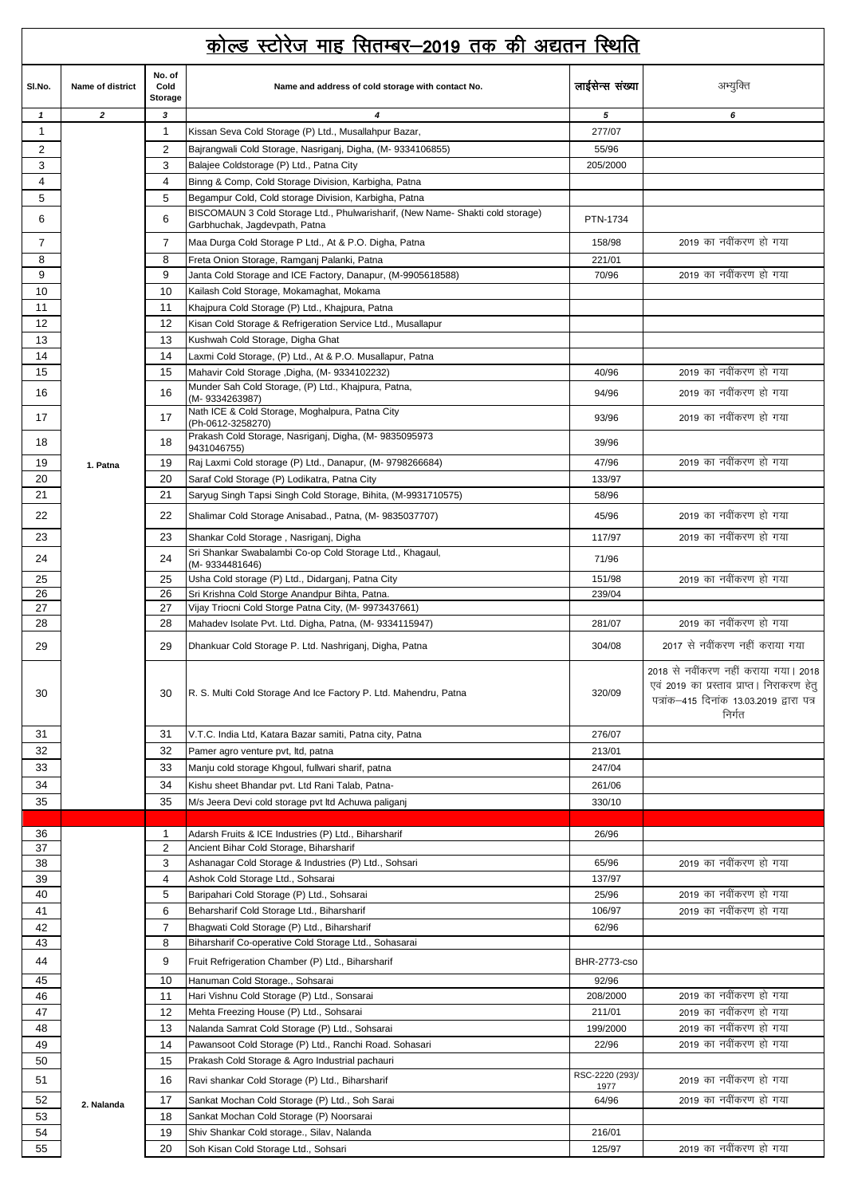# कोल्ड स्टोरेज माह सितम्बर–2019 तक की अद्यतन स्थिति

| Sl.No. | Name of district | No. of Cold Storage | Name and address of cold storage with contact No. | लाईसेन्स संख्या | अभ्युक्ति |
|---|---|---|---|---|---|
| *1* | *2* | *3* | *4* | *5* | *6* |
| 1 | | 1 | Kissan Seva Cold Storage (P) Ltd., Musallahpur Bazar, | 277/07 | |
| 2 | | 2 | Bajrangwali Cold Storage, Nasriganj, Digha, (M- 9334106855) | 55/96 | |
| 3 | | 3 | Balajee Coldstorage (P) Ltd., Patna City | 205/2000 | |
| 4 | | 4 | Binng & Comp, Cold Storage Division, Karbigha, Patna | | |
| 5 | | 5 | Begampur Cold, Cold storage Division, Karbigha, Patna | | |
| 6 | | 6 | BISCOMAUN 3 Cold Storage Ltd., Phulwarisharif, (New Name- Shakti cold storage) Garbhuchak, Jagdevpath, Patna | PTN-1734 | |
| 7 | | 7 | Maa Durga Cold Storage P Ltd., At & P.O. Digha, Patna | 158/98 | 2019 का नवींकरण हो गया |
| 8 | | 8 | Freta Onion Storage, Ramganj Palanki, Patna | 221/01 | |
| 9 | | 9 | Janta Cold Storage and ICE Factory, Danapur, (M-9905618588) | 70/96 | 2019 का नवींकरण हो गया |
| 10 | | 10 | Kailash Cold Storage, Mokamaghat, Mokama | | |
| 11 | | 11 | Khajpura Cold Storage (P) Ltd., Khajpura, Patna | | |
| 12 | | 12 | Kisan Cold Storage & Refrigeration Service Ltd., Musallapur | | |
| 13 | | 13 | Kushwah Cold Storage, Digha Ghat | | |
| 14 | | 14 | Laxmi Cold Storage, (P) Ltd., At & P.O. Musallapur, Patna | | |
| 15 | | 15 | Mahavir Cold Storage ,Digha, (M- 9334102232) | 40/96 | 2019 का नवींकरण हो गया |
| 16 | | 16 | Munder Sah Cold Storage, (P) Ltd., Khajpura, Patna, (M- 9334263987) | 94/96 | 2019 का नवींकरण हो गया |
| 17 | | 17 | Nath ICE & Cold Storage, Moghalpura, Patna City (Ph-0612-3258270) | 93/96 | 2019 का नवींकरण हो गया |
| 18 | | 18 | Prakash Cold Storage, Nasriganj, Digha, (M- 9835095973 9431046755) | 39/96 | |
| 19 | 1. Patna | 19 | Raj Laxmi Cold storage (P) Ltd., Danapur, (M- 9798266684) | 47/96 | 2019 का नवींकरण हो गया |
| 20 | | 20 | Saraf Cold Storage (P) Lodikatra, Patna City | 133/97 | |
| 21 | | 21 | Saryug Singh Tapsi Singh Cold Storage, Bihita, (M-9931710575) | 58/96 | |
| 22 | | 22 | Shalimar Cold Storage Anisabad., Patna, (M- 9835037707) | 45/96 | 2019 का नवींकरण हो गया |
| 23 | | 23 | Shankar Cold Storage , Nasriganj, Digha | 117/97 | 2019 का नवींकरण हो गया |
| 24 | | 24 | Sri Shankar Swabalambi Co-op Cold Storage Ltd., Khagaul, (M- 9334481646) | 71/96 | |
| 25 | | 25 | Usha Cold storage (P) Ltd., Didarganj, Patna City | 151/98 | 2019 का नवींकरण हो गया |
| 26 | | 26 | Sri Krishna Cold Storge Anandpur Bihta, Patna. | 239/04 | |
| 27 | | 27 | Vijay Triocni Cold Storge Patna City, (M- 9973437661) | | |
| 28 | | 28 | Mahadev Isolate Pvt. Ltd. Digha, Patna, (M- 9334115947) | 281/07 | 2019 का नवींकरण हो गया |
| 29 | | 29 | Dhankuar Cold Storage P. Ltd. Nashriganj, Digha, Patna | 304/08 | 2017 से नवींकरण नहीं कराया गया |
| 30 | | 30 | R. S. Multi Cold Storage And Ice Factory P. Ltd. Mahendru, Patna | 320/09 | 2018 से नवींकरण नहीं कराया गया। 2018 एवं 2019 का प्रस्ताव प्राप्त। निराकरण हेतु पत्रांक–415 दिनांक 13.03.2019 द्वारा पत्र निर्गत |
| 31 | | 31 | V.T.C. India Ltd, Katara Bazar samiti, Patna city, Patna | 276/07 | |
| 32 | | 32 | Pamer agro venture pvt, ltd, patna | 213/01 | |
| 33 | | 33 | Manju cold storage Khgoul, fullwari sharif, patna | 247/04 | |
| 34 | | 34 | Kishu sheet Bhandar pvt. Ltd Rani Talab, Patna- | 261/06 | |
| 35 | | 35 | M/s Jeera Devi cold storage pvt ltd Achuwa paliganj | 330/10 | |
| | | | | | |
| 36 | | 1 | Adarsh Fruits & ICE Industries (P) Ltd., Biharsharif | 26/96 | |
| 37 | | 2 | Ancient Bihar Cold Storage, Biharsharif | | |
| 38 | | 3 | Ashanagar Cold Storage & Industries (P) Ltd., Sohsari | 65/96 | 2019 का नवींकरण हो गया |
| 39 | | 4 | Ashok Cold Storage Ltd., Sohsarai | 137/97 | |
| 40 | | 5 | Baripahari Cold Storage (P) Ltd., Sohsarai | 25/96 | 2019 का नवींकरण हो गया |
| 41 | | 6 | Beharsharif Cold Storage Ltd., Biharsharif | 106/97 | 2019 का नवींकरण हो गया |
| 42 | | 7 | Bhagwati Cold Storage (P) Ltd., Biharsharif | 62/96 | |
| 43 | | 8 | Biharsharif Co-operative Cold Storage Ltd., Sohasarai | | |
| 44 | | 9 | Fruit Refrigeration Chamber (P) Ltd., Biharsharif | BHR-2773-cso | |
| 45 | | 10 | Hanuman Cold Storage., Sohsarai | 92/96 | |
| 46 | | 11 | Hari Vishnu Cold Storage (P) Ltd., Sonsarai | 208/2000 | 2019 का नवींकरण हो गया |
| 47 | | 12 | Mehta Freezing House (P) Ltd., Sohsarai | 211/01 | 2019 का नवींकरण हो गया |
| 48 | | 13 | Nalanda Samrat Cold Storage (P) Ltd., Sohsarai | 199/2000 | 2019 का नवींकरण हो गया |
| 49 | | 14 | Pawansoot Cold Storage (P) Ltd., Ranchi Road. Sohasari | 22/96 | 2019 का नवींकरण हो गया |
| 50 | | 15 | Prakash Cold Storage & Agro Industrial pachauri | | |
| 51 | | 16 | Ravi shankar Cold Storage (P) Ltd., Biharsharif | RSC-2220 (293)/ 1977 | 2019 का नवींकरण हो गया |
| 52 | 2. Nalanda | 17 | Sankat Mochan Cold Storage (P) Ltd., Soh Sarai | 64/96 | 2019 का नवींकरण हो गया |
| 53 | | 18 | Sankat Mochan Cold Storage (P) Noorsarai | | |
| 54 | | 19 | Shiv Shankar Cold storage., Silav, Nalanda | 216/01 | |
| 55 | | 20 | Soh Kisan Cold Storage Ltd., Sohsari | 125/97 | 2019 का नवींकरण हो गया |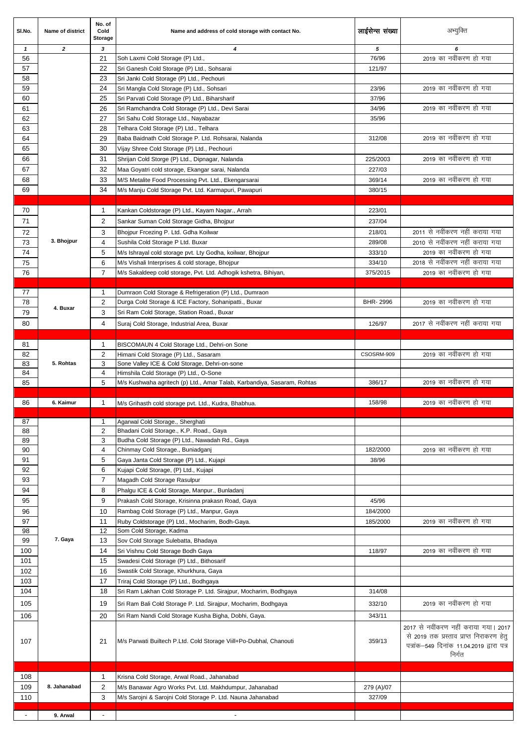| Sl.No. | Name of district | No. of Cold Storage | Name and address of cold storage with contact No. | लाईसेन्स संख्या | अभ्युक्ति |
|---|---|---|---|---|---|
| 1 | 2 | 3 | 4 | 5 | 6 |
| 56 | | 21 | Soh Laxmi Cold Storage (P) Ltd., | 76/96 | 2019 का नवींकरण हो गया |
| 57 | | 22 | Sri Ganesh Cold Storage (P) Ltd., Sohsarai | 121/97 | |
| 58 | | 23 | Sri Janki Cold Storage (P) Ltd., Pechouri | | |
| 59 | | 24 | Sri Mangla Cold Storage (P) Ltd., Sohsari | 23/96 | 2019 का नवींकरण हो गया |
| 60 | | 25 | Sri Parvati Cold Storage (P) Ltd., Biharsharif | 37/96 | |
| 61 | | 26 | Sri Ramchandra Cold Storage (P) Ltd., Devi Sarai | 34/96 | 2019 का नवींकरण हो गया |
| 62 | | 27 | Sri Sahu Cold Storage Ltd., Nayabazar | 35/96 | |
| 63 | | 28 | Telhara Cold Storage (P) Ltd., Telhara | | |
| 64 | | 29 | Baba Baidnath Cold Storage P. Ltd. Rohsarai, Nalanda | 312/08 | 2019 का नवींकरण हो गया |
| 65 | | 30 | Vijay Shree Cold Storage (P) Ltd., Pechouri | | |
| 66 | | 31 | Shrijan Cold Storge (P) Ltd., Dipnagar, Nalanda | 225/2003 | 2019 का नवींकरण हो गया |
| 67 | | 32 | Maa Goyatri cold storage, Ekangar sarai, Nalanda | 227/03 | |
| 68 | | 33 | M/S Metalite Food Processing Pvt. Ltd., Ekengarsarai | 369/14 | 2019 का नवींकरण हो गया |
| 69 | | 34 | M/s Manju Cold Storage Pvt. Ltd Karmapuri, Pawapuri | 380/15 | |
| | | | | | |
| 70 | 3. Bhojpur | 1 | Kankan Coldstorage (P) Ltd., Kayam Nagar., Arrah | 223/01 | |
| 71 | | 2 | Sankar Suman Cold Storage Gidha, Bhojpur | 237/04 | |
| 72 | | 3 | Bhojpur Frcezing P. Ltd. Gdha Koilwar | 218/01 | 2011 से नवींकरण नहीं कराया गया |
| 73 | | 4 | Sushila Cold Storage P Ltd. Buxar | 289/08 | 2010 से नवींकरण नहीं कराया गया |
| 74 | | 5 | M/s Ishrayal cold storage pvt. Lty Godha, koilwar, Bhojpur | 333/10 | 2019 का नवींकरण हो गया |
| 75 | | 6 | M/s Vishali Interprises & cold storage, Bhojpur | 334/10 | 2018 से नवींकरण नहीं कराया गया |
| 76 | | 7 | M/s Sakaldeep cold storage, Pvt. Ltd. Adhogik kshetra, Bihiyan, | 375/2015 | 2019 का नवींकरण हो गया |
| | | | | | |
| 77 | 4. Buxar | 1 | Dumraon Cold Storage & Refrigeration (P) Ltd., Dumraon | | |
| 78 | | 2 | Durga Cold Storage & ICE Factory, Sohanipatti., Buxar | BHR- 2996 | 2019 का नवींकरण हो गया |
| 79 | | 3 | Sri Ram Cold Storage, Station Road., Buxar | | |
| 80 | | 4 | Suraj Cold Storage, Industrial Area, Buxar | 126/97 | 2017 से नवींकरण नहीं कराया गया |
| | | | | | |
| 81 | 5. Rohtas | 1 | BISCOMAUN 4 Cold Storage Ltd., Dehri-on Sone | | |
| 82 | | 2 | Himani Cold Storage (P) Ltd., Sasaram | CSOSRM-909 | 2019 का नवींकरण हो गया |
| 83 | | 3 | Sone Valley ICE & Cold Storage, Dehri-on-sone | | |
| 84 | | 4 | Himshila Cold Storage (P) Ltd., O-Sone | | |
| 85 | | 5 | M/s Kushwaha agritech (p) Ltd., Amar Talab, Karbandiya, Sasaram, Rohtas | 386/17 | 2019 का नवींकरण हो गया |
| | | | | | |
| 86 | 6. Kaimur | 1 | M/s Grihasth cold storage pvt. Ltd., Kudra, Bhabhua. | 158/98 | 2019 का नवींकरण हो गया |
| | | | | | |
| 87 | 7. Gaya | 1 | Agarwal Cold Storage., Sherghati | | |
| 88 | | 2 | Bhadani Cold Storage., K.P. Road., Gaya | | |
| 89 | | 3 | Budha Cold Storage (P) Ltd., Nawadah Rd., Gaya | | |
| 90 | | 4 | Chinmay Cold Storage., Buniadganj | 182/2000 | 2019 का नवींकरण हो गया |
| 91 | | 5 | Gaya Janta Cold Storage (P) Ltd., Kujapi | 38/96 | |
| 92 | | 6 | Kujapi Cold Storage, (P) Ltd., Kujapi | | |
| 93 | | 7 | Magadh Cold Storage Rasulpur | | |
| 94 | | 8 | Phalgu ICE & Cold Storage, Manpur., Bunladanj | | |
| 95 | | 9 | Prakash Cold Storage, Krisinna prakasn Road, Gaya | 45/96 | |
| 96 | | 10 | Rambag Cold Storage (P) Ltd., Manpur, Gaya | 184/2000 | |
| 97 | | 11 | Ruby Coldstorage (P) Ltd., Mocharim, Bodh-Gaya. | 185/2000 | 2019 का नवींकरण हो गया |
| 98 | | 12 | Som Cold Storage, Kadma | | |
| 99 | | 13 | Sov Cold Storage Sulebatta, Bhadaya | | |
| 100 | | 14 | Sri Vishnu Cold Storage Bodh Gaya | 118/97 | 2019 का नवींकरण हो गया |
| 101 | | 15 | Swadesi Cold Storage (P) Ltd., Bithosarif | | |
| 102 | | 16 | Swastik Cold Storage, Khurkhura, Gaya | | |
| 103 | | 17 | Triraj Cold Storage (P) Ltd., Bodhgaya | | |
| 104 | | 18 | Sri Ram Lakhan Cold Storage P. Ltd. Sirajpur, Mocharim, Bodhgaya | 314/08 | |
| 105 | | 19 | Sri Ram Bali Cold Storage P. Ltd. Sirajpur, Mocharim, Bodhgaya | 332/10 | 2019 का नवींकरण हो गया |
| 106 | | 20 | Sri Ram Nandi Cold Storage Kusha Bigha, Dobhi, Gaya. | 343/11 | |
| 107 | | 21 | M/s Parwati Builtech P.Ltd. Cold Storage Viill+Po-Dubhal, Chanouti | 359/13 | 2017 से नवींकरण नहीं कराया गया। 2017 से 2019 तक प्रस्ताव प्राप्त निराकरण हेतु पत्रांक–549 दिनांक 11.04.2019 द्वारा पत्र निर्गत |
| | | | | | |
| 108 | 8. Jahanabad | 1 | Krisna Cold Storage, Arwal Road., Jahanabad | | |
| 109 | | 2 | M/s Banawar Agro Works Pvt. Ltd. Makhdumpur, Jahanabad | 279 (A)/07 | |
| 110 | | 3 | M/s Sarojni & Sarojni Cold Storage P. Ltd. Nauna Jahanabad | 327/09 | |
| | | | | | |
| - | 9. Arwal | - | - | | |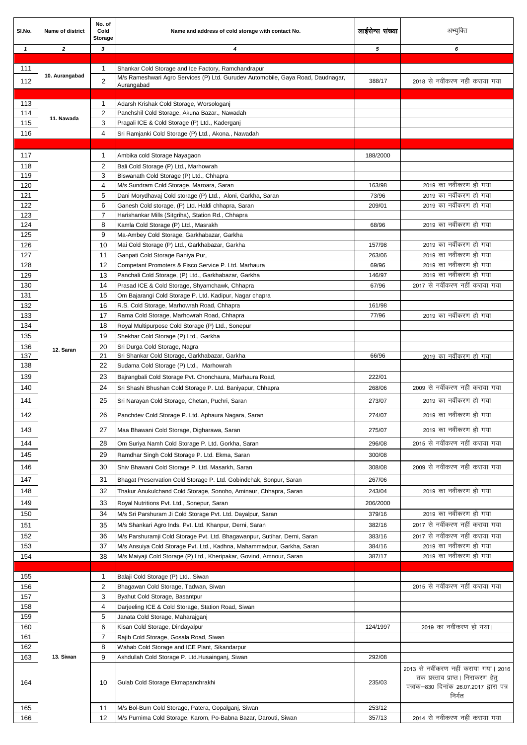| Sl.No. | Name of district | No. of Cold Storage | Name and address of cold storage with contact No. | लाईसेन्स संख्या | अभ्युक्ति |
|---|---|---|---|---|---|
| *1* | *2* | *3* | *4* | *5* | *6* |
| | | | | | |
| 111 | 10. Aurangabad | 1 | Shankar Cold Storage and Ice Factory, Ramchandrapur | | |
| 112 | | 2 | M/s Rameshwari Agro Services (P) Ltd. Gurudev Automobile, Gaya Road, Daudnagar, Aurangabad | 388/17 | 2018 से नवींकरण नही कराया गया |
| | | | | | |
| 113 | 11. Nawada | 1 | Adarsh Krishak Cold Storage, Worsologanj | | |
| 114 | | 2 | Panchshil Cold Storage, Akuna Bazar., Nawadah | | |
| 115 | | 3 | Pragali ICE & Cold Storage (P) Ltd., Kaderganj | | |
| 116 | | 4 | Sri Ramjanki Cold Storage (P) Ltd., Akona., Nawadah | | |
| | | | | | |
| 117 | 12. Saran | 1 | Ambika cold Storage Nayagaon | 188/2000 | |
| 118 | | 2 | Bali Cold Storage (P) Ltd., Marhowrah | | |
| 119 | | 3 | Biswanath Cold Storage (P) Ltd., Chhapra | | |
| 120 | | 4 | M/s Sundram Cold Storage, Maroara, Saran | 163/98 | 2019 का नवींकरण हो गया |
| 121 | | 5 | Dani Morydhavaj Cold storage (P) Ltd., Aloni, Garkha, Saran | 73/96 | 2019 का नवींकरण हो गया |
| 122 | | 6 | Ganesh Cold storage, (P) Ltd. Haldi chhapra, Saran | 209/01 | 2019 का नवींकरण हो गया |
| 123 | | 7 | Harishankar Mills (Sitgriha), Station Rd., Chhapra | | |
| 124 | | 8 | Kamla Cold Storage (P) Ltd., Masrakh | 68/96 | 2019 का नवींकरण हो गया |
| 125 | | 9 | Ma-Ambey Cold Storage, Garkhabazar, Garkha | | |
| 126 | | 10 | Mai Cold Storage (P) Ltd., Garkhabazar, Garkha | 157/98 | 2019 का नवींकरण हो गया |
| 127 | | 11 | Ganpati Cold Storage Baniya Pur, | 263/06 | 2019 का नवींकरण हो गया |
| 128 | | 12 | Competant Promoters & Fisco Service P. Ltd. Marhaura | 69/96 | 2019 का नवींकरण हो गया |
| 129 | | 13 | Panchali Cold Storage, (P) Ltd., Garkhabazar, Garkha | 146/97 | 2019 का नवींकरण हो गया |
| 130 | | 14 | Prasad ICE & Cold Storage, Shyamchawk, Chhapra | 67/96 | 2017 से नवींकरण नहीं कराया गया |
| 131 | | 15 | Om Bajarangi Cold Storage P. Ltd. Kadipur, Nagar chapra | | |
| 132 | | 16 | R.S. Cold Storage, Marhowrah Road, Chhapra | 161/98 | |
| 133 | | 17 | Rama Cold Storage, Marhowrah Road, Chhapra | 77/96 | 2019 का नवींकरण हो गया |
| 134 | | 18 | Royal Multipurpose Cold Storage (P) Ltd., Sonepur | | |
| 135 | | 19 | Shekhar Cold Storage (P) Ltd., Garkha | | |
| 136 | | 20 | Sri Durga Cold Storage, Nagra | | |
| 137 | | 21 | Sri Shankar Cold Storage, Garkhabazar, Garkha | 66/96 | 2019 का नवींकरण हो गया |
| 138 | | 22 | Sudama Cold Storage (P) Ltd., Marhowrah | | |
| 139 | | 23 | Bajrangbali Cold Storage Pvt. Chonchaura, Marhaura Road, | 222/01 | |
| 140 | | 24 | Sri Shashi Bhushan Cold Storage P. Ltd. Baniyapur, Chhapra | 268/06 | 2009 से नवींकरण नही कराया गया |
| 141 | | 25 | Sri Narayan Cold Storage, Chetan, Puchri, Saran | 273/07 | 2019 का नवींकरण हो गया |
| 142 | | 26 | Panchdev Cold Storage P. Ltd. Aphaura Nagara, Saran | 274/07 | 2019 का नवींकरण हो गया |
| 143 | | 27 | Maa Bhawani Cold Storage, Digharawa, Saran | 275/07 | 2019 का नवींकरण हो गया |
| 144 | | 28 | Om Suriya Namh Cold Storage P. Ltd. Gorkha, Saran | 296/08 | 2015 से नवींकरण नहीं कराया गया |
| 145 | | 29 | Ramdhar Singh Cold Storage P. Ltd. Ekma, Saran | 300/08 | |
| 146 | | 30 | Shiv Bhawani Cold Storage P. Ltd. Masarkh, Saran | 308/08 | 2009 से नवींकरण नही कराया गया |
| 147 | | 31 | Bhagat Preservation Cold Storage P. Ltd. Gobindchak, Sonpur, Saran | 267/06 | |
| 148 | | 32 | Thakur Anukulchand Cold Storage, Sonoho, Aminaur, Chhapra, Saran | 243/04 | 2019 का नवींकरण हो गया |
| 149 | | 33 | Royal Nutritions Pvt. Ltd., Sonepur, Saran | 206/2000 | |
| 150 | | 34 | M/s Sri Parshuram Ji Cold Storage Pvt. Ltd. Dayalpur, Saran | 379/16 | 2019 का नवींकरण हो गया |
| 151 | | 35 | M/s Shankari Agro Inds. Pvt. Ltd. Khanpur, Derni, Saran | 382/16 | 2017 से नवींकरण नहीं कराया गया |
| 152 | | 36 | M/s Parshuramji Cold Storage Pvt. Ltd. Bhagawanpur, Sutihar, Derni, Saran | 383/16 | 2017 से नवींकरण नहीं कराया गया |
| 153 | | 37 | M/s Ansuiya Cold Storage Pvt. Ltd., Kadhna, Mahammadpur, Garkha, Saran | 384/16 | 2019 का नवींकरण हो गया |
| 154 | | 38 | M/s Maiyaji Cold Storage (P) Ltd., Kheripakar, Govind, Amnour, Saran | 387/17 | 2019 का नवींकरण हो गया |
| | | | | | |
| 155 | 13. Siwan | 1 | Balaji Cold Storage (P) Ltd., Siwan | | |
| 156 | | 2 | Bhagawan Cold Storage, Tadwan, Siwan | | 2015 से नवींकरण नहीं कराया गया |
| 157 | | 3 | Byahut Cold Storage, Basantpur | | |
| 158 | | 4 | Darjeeling ICE & Cold Storage, Station Road, Siwan | | |
| 159 | | 5 | Janata Cold Storage, Maharajganj | | |
| 160 | | 6 | Kisan Cold Storage, Dindayalpur | 124/1997 | 2019 का नवींकरण हो गया। |
| 161 | | 7 | Rajib Cold Storage, Gosala Road, Siwan | | |
| 162 | | 8 | Wahab Cold Storage and ICE Plant, Sikandarpur | | |
| 163 | | 9 | Ashdullah Cold Storage P. Ltd.Husainganj, Siwan | 292/08 | |
| 164 | | 10 | Gulab Cold Storage Ekmapanchrakhi | 235/03 | 2013 से नवींकरण नहीं कराया गया। 2016 तक प्रस्ताव प्राप्त। निराकरण हेतु पत्रांक–830 दिनांक 26.07.2017 द्वारा पत्र निर्गत |
| 165 | | 11 | M/s Bol-Bum Cold Storage, Patera, Gopalganj, Siwan | 253/12 | |
| 166 | | 12 | M/s Purnima Cold Storage, Karom, Po-Babna Bazar, Darouti, Siwan | 357/13 | 2014 से नवींकरण नहीं कराया गया |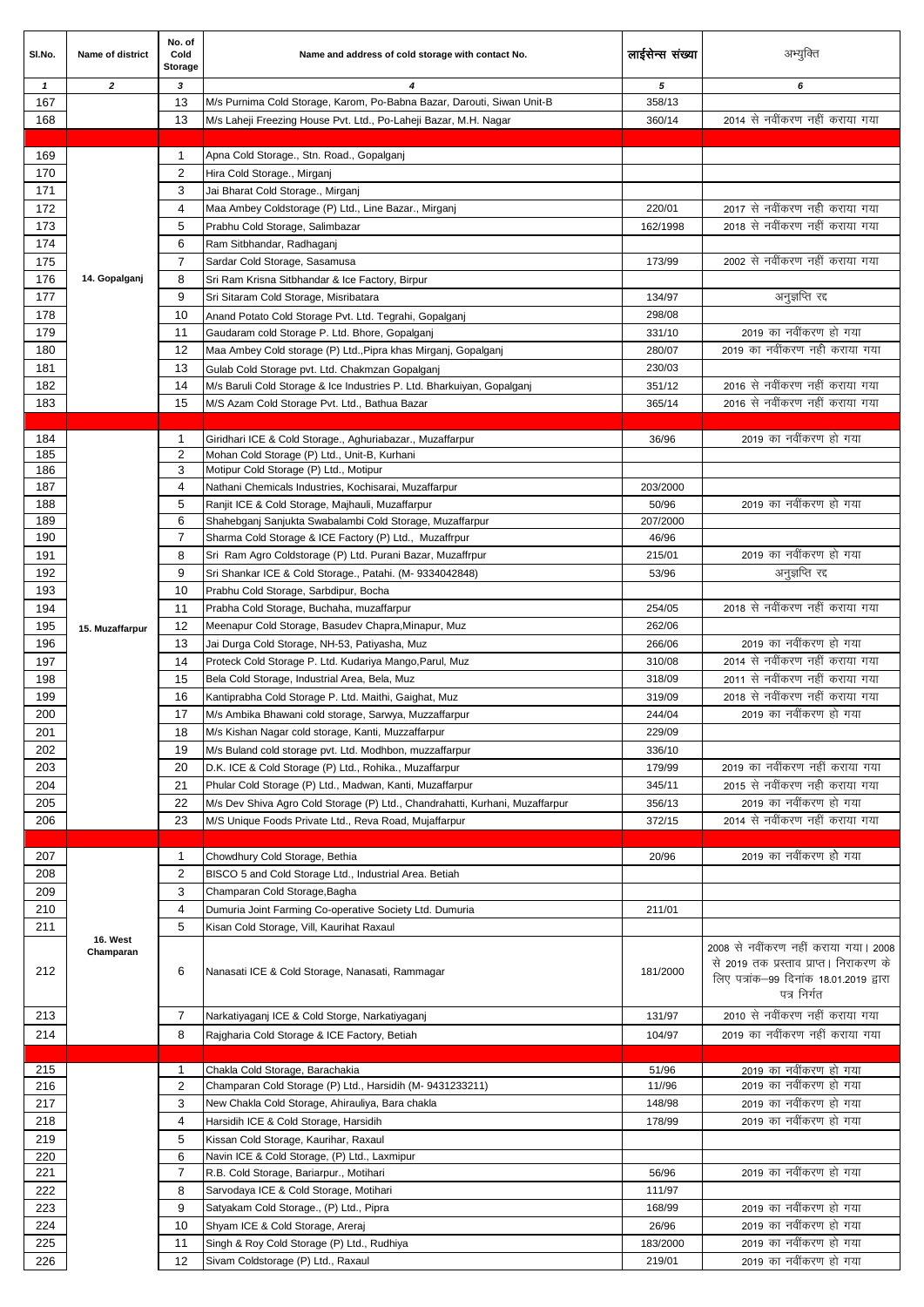| Sl.No. | Name of district | No. of Cold Storage | Name and address of cold storage with contact No. | लाईसेन्स संख्या | अभ्युक्ति |
|---|---|---|---|---|---|
| *1* | *2* | *3* | *4* | *5* | *6* |
| 167 | | 13 | M/s Purnima Cold Storage, Karom, Po-Babna Bazar, Darouti, Siwan Unit-B | 358/13 | |
| 168 | | 13 | M/s Laheji Freezing House Pvt. Ltd., Po-Laheji Bazar, M.H. Nagar | 360/14 | 2014 से नवींकरण नहीं कराया गया |
| | | | | | |
| 169 | 14. Gopalganj | 1 | Apna Cold Storage., Stn. Road., Gopalganj | | |
| 170 | | 2 | Hira Cold Storage., Mirganj | | |
| 171 | | 3 | Jai Bharat Cold Storage., Mirganj | | |
| 172 | | 4 | Maa Ambey Coldstorage (P) Ltd., Line Bazar., Mirganj | 220/01 | 2017 से नवींकरण नही कराया गया |
| 173 | | 5 | Prabhu Cold Storage, Salimbazar | 162/1998 | 2018 से नवींकरण नहीं कराया गया |
| 174 | | 6 | Ram Sitbhandar, Radhaganj | | |
| 175 | | 7 | Sardar Cold Storage, Sasamusa | 173/99 | 2002 से नवींकरण नहीं कराया गया |
| 176 | | 8 | Sri Ram Krisna Sitbhandar & Ice Factory, Birpur | | |
| 177 | | 9 | Sri Sitaram Cold Storage, Misribatara | 134/97 | अनुज्ञप्ति रद्द |
| 178 | | 10 | Anand Potato Cold Storage Pvt. Ltd. Tegrahi, Gopalganj | 298/08 | |
| 179 | | 11 | Gaudaram cold Storage P. Ltd. Bhore, Gopalganj | 331/10 | 2019 का नवींकरण हो गया |
| 180 | | 12 | Maa Ambey Cold storage (P) Ltd.,Pipra khas Mirganj, Gopalganj | 280/07 | 2019 का नवींकरण नही कराया गया |
| 181 | | 13 | Gulab Cold Storage pvt. Ltd. Chakmzan Gopalganj | 230/03 | |
| 182 | | 14 | M/s Baruli Cold Storage & Ice Industries P. Ltd. Bharkuiyan, Gopalganj | 351/12 | 2016 से नवींकरण नहीं कराया गया |
| 183 | | 15 | M/S Azam Cold Storage Pvt. Ltd., Bathua Bazar | 365/14 | 2016 से नवींकरण नहीं कराया गया |
| | | | | | |
| 184 | 15. Muzaffarpur | 1 | Giridhari ICE & Cold Storage., Aghuriabazar., Muzaffarpur | 36/96 | 2019 का नवींकरण हो गया |
| 185 | | 2 | Mohan Cold Storage (P) Ltd., Unit-B, Kurhani | | |
| 186 | | 3 | Motipur Cold Storage (P) Ltd., Motipur | | |
| 187 | | 4 | Nathani Chemicals Industries, Kochisarai, Muzaffarpur | 203/2000 | |
| 188 | | 5 | Ranjit ICE & Cold Storage, Majhauli, Muzaffarpur | 50/96 | 2019 का नवींकरण हो गया |
| 189 | | 6 | Shahebganj Sanjukta Swabalambi Cold Storage, Muzaffarpur | 207/2000 | |
| 190 | | 7 | Sharma Cold Storage & ICE Factory (P) Ltd., Muzaffrpur | 46/96 | |
| 191 | | 8 | Sri Ram Agro Coldstorage (P) Ltd. Purani Bazar, Muzaffrpur | 215/01 | 2019 का नवींकरण हो गया |
| 192 | | 9 | Sri Shankar ICE & Cold Storage., Patahi. (M- 9334042848) | 53/96 | अनुज्ञप्ति रद्द |
| 193 | | 10 | Prabhu Cold Storage, Sarbdipur, Bocha | | |
| 194 | | 11 | Prabha Cold Storage, Buchaha, muzaffarpur | 254/05 | 2018 से नवींकरण नहीं कराया गया |
| 195 | | 12 | Meenapur Cold Storage, Basudev Chapra,Minapur, Muz | 262/06 | |
| 196 | | 13 | Jai Durga Cold Storage, NH-53, Patiyasha, Muz | 266/06 | 2019 का नवींकरण हो गया |
| 197 | | 14 | Proteck Cold Storage P. Ltd. Kudariya Mango,Parul, Muz | 310/08 | 2014 से नवींकरण नहीं कराया गया |
| 198 | | 15 | Bela Cold Storage, Industrial Area, Bela, Muz | 318/09 | 2011 से नवींकरण नहीं कराया गया |
| 199 | | 16 | Kantiprabha Cold Storage P. Ltd. Maithi, Gaighat, Muz | 319/09 | 2018 से नवींकरण नहीं कराया गया |
| 200 | | 17 | M/s Ambika Bhawani cold storage, Sarwya, Muzzaffarpur | 244/04 | 2019 का नवींकरण हो गया |
| 201 | | 18 | M/s Kishan Nagar cold storage, Kanti, Muzzaffarpur | 229/09 | |
| 202 | | 19 | M/s Buland cold storage pvt. Ltd. Modhbon, muzzaffarpur | 336/10 | |
| 203 | | 20 | D.K. ICE & Cold Storage (P) Ltd., Rohika., Muzaffarpur | 179/99 | 2019 का नवींकरण नहीं कराया गया |
| 204 | | 21 | Phular Cold Storage (P) Ltd., Madwan, Kanti, Muzaffarpur | 345/11 | 2015 से नवींकरण नही कराया गया |
| 205 | | 22 | M/s Dev Shiva Agro Cold Storage (P) Ltd., Chandrahatti, Kurhani, Muzaffarpur | 356/13 | 2019 का नवींकरण हो गया |
| 206 | | 23 | M/S Unique Foods Private Ltd., Reva Road, Mujaffarpur | 372/15 | 2014 से नवींकरण नहीं कराया गया |
| | | | | | |
| 207 | 16. West Champaran | 1 | Chowdhury Cold Storage, Bethia | 20/96 | 2019 का नवींकरण हो गया |
| 208 | | 2 | BISCO 5 and Cold Storage Ltd., Industrial Area. Betiah | | |
| 209 | | 3 | Champaran Cold Storage,Bagha | | |
| 210 | | 4 | Dumuria Joint Farming Co-operative Society Ltd. Dumuria | 211/01 | |
| 211 | | 5 | Kisan Cold Storage, Vill, Kaurihat Raxaul | | |
| 212 | | 6 | Nanasati ICE & Cold Storage, Nanasati, Rammagar | 181/2000 | 2008 से नवींकरण नहीं कराया गया। 2008 से 2019 तक प्रस्ताव प्राप्त। निराकरण के लिए पत्रांक–99 दिनांक 18.01.2019 द्वारा पत्र निर्गत |
| 213 | | 7 | Narkatiyaganj ICE & Cold Storge, Narkatiyaganj | 131/97 | 2010 से नवींकरण नहीं कराया गया |
| 214 | | 8 | Rajgharia Cold Storage & ICE Factory, Betiah | 104/97 | 2019 का नवींकरण नहीं कराया गया |
| | | | | | |
| 215 | | 1 | Chakla Cold Storage, Barachakia | 51/96 | 2019 का नवींकरण हो गया |
| 216 | | 2 | Champaran Cold Storage (P) Ltd., Harsidih (M- 9431233211) | 11//96 | 2019 का नवींकरण हो गया |
| 217 | | 3 | New Chakla Cold Storage, Ahirauliya, Bara chakla | 148/98 | 2019 का नवींकरण हो गया |
| 218 | | 4 | Harsidih ICE & Cold Storage, Harsidih | 178/99 | 2019 का नवींकरण हो गया |
| 219 | | 5 | Kissan Cold Storage, Kaurihar, Raxaul | | |
| 220 | | 6 | Navin ICE & Cold Storage, (P) Ltd., Laxmipur | | |
| 221 | | 7 | R.B. Cold Storage, Bariarpur., Motihari | 56/96 | 2019 का नवींकरण हो गया |
| 222 | | 8 | Sarvodaya ICE & Cold Storage, Motihari | 111/97 | |
| 223 | | 9 | Satyakam Cold Storage., (P) Ltd., Pipra | 168/99 | 2019 का नवींकरण हो गया |
| 224 | | 10 | Shyam ICE & Cold Storage, Areraj | 26/96 | 2019 का नवींकरण हो गया |
| 225 | | 11 | Singh & Roy Cold Storage (P) Ltd., Rudhiya | 183/2000 | 2019 का नवींकरण हो गया |
| 226 | | 12 | Sivam Coldstorage (P) Ltd., Raxaul | 219/01 | 2019 का नवींकरण हो गया |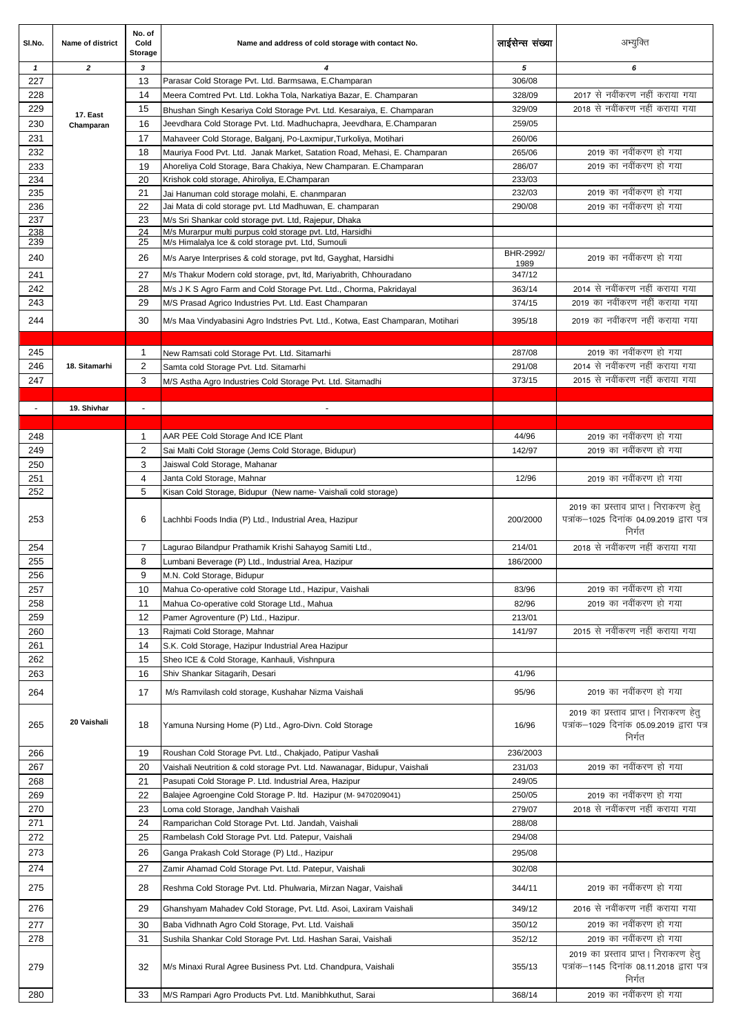| Sl.No. | Name of district | No. of Cold Storage | Name and address of cold storage with contact No. | लाईसेन्स संख्या | अभ्युक्ति |
|---|---|---|---|---|---|
| 1 | 2 | 3 | 4 | 5 | 6 |
| 227 | 17. East Champaran | 13 | Parasar Cold Storage Pvt. Ltd. Barmsawa, E.Champaran | 306/08 | |
| 228 | | 14 | Meera Comtred Pvt. Ltd. Lokha Tola, Narkatiya Bazar, E. Champaran | 328/09 | 2017 से नवींकरण नहीं कराया गया |
| 229 | | 15 | Bhushan Singh Kesariya Cold Storage Pvt. Ltd. Kesaraiya, E. Champaran | 329/09 | 2018 से नवींकरण नहीं कराया गया |
| 230 | | 16 | Jeevdhara Cold Storage Pvt. Ltd. Madhuchapra, Jeevdhara, E.Champaran | 259/05 | |
| 231 | | 17 | Mahaveer Cold Storage, Balganj, Po-Laxmipur,Turkoliya, Motihari | 260/06 | |
| 232 | | 18 | Mauriya Food Pvt. Ltd. Janak Market, Satation Road, Mehasi, E. Champaran | 265/06 | 2019 का नवींकरण हो गया |
| 233 | | 19 | Ahoreliya Cold Storage, Bara Chakiya, New Champaran. E.Champaran | 286/07 | 2019 का नवींकरण हो गया |
| 234 | | 20 | Krishok cold storage, Ahiroliya, E.Champaran | 233/03 | |
| 235 | | 21 | Jai Hanuman cold storage molahi, E. chanmparan | 232/03 | 2019 का नवींकरण हो गया |
| 236 | | 22 | Jai Mata di cold storage pvt. Ltd Madhuwan, E. champaran | 290/08 | 2019 का नवींकरण हो गया |
| 237 | | 23 | M/s Sri Shankar cold storage pvt. Ltd, Rajepur, Dhaka | | |
| 238 | | 24 | M/s Murarpur multi purpus cold storage pvt. Ltd, Harsidhi | | |
| 239 | | 25 | M/s Himalalya Ice & cold storage pvt. Ltd, Sumouli | | |
| 240 | | 26 | M/s Aarye Interprises & cold storage, pvt ltd, Gayghat, Harsidhi | BHR-2992/ 1989 | 2019 का नवींकरण हो गया |
| 241 | | 27 | M/s Thakur Modern cold storage, pvt, ltd, Mariyabrith, Chhouradano | 347/12 | |
| 242 | | 28 | M/s J K S Agro Farm and Cold Storage Pvt. Ltd., Chorma, Pakridayal | 363/14 | 2014 से नवींकरण नहीं कराया गया |
| 243 | | 29 | M/S Prasad Agrico Industries Pvt. Ltd. East Champaran | 374/15 | 2019 का नवींकरण नहीं कराया गया |
| 244 | | 30 | M/s Maa Vindyabasini Agro Indstries Pvt. Ltd., Kotwa, East Champaran, Motihari | 395/18 | 2019 का नवींकरण नहीं कराया गया |
| | | | | | |
| 245 | 18. Sitamarhi | 1 | New Ramsati cold Storage Pvt. Ltd. Sitamarhi | 287/08 | 2019 का नवींकरण हो गया |
| 246 | | 2 | Samta cold Storage Pvt. Ltd. Sitamarhi | 291/08 | 2014 से नवींकरण नहीं कराया गया |
| 247 | | 3 | M/S Astha Agro Industries Cold Storage Pvt. Ltd. Sitamadhi | 373/15 | 2015 से नवींकरण नहीं कराया गया |
| | | | | | |
| - | 19. Shivhar | - | - | | |
| | | | | | |
| 248 | 20 Vaishali | 1 | AAR PEE Cold Storage And ICE Plant | 44/96 | 2019 का नवींकरण हो गया |
| 249 | | 2 | Sai Malti Cold Storage (Jems Cold Storage, Bidupur) | 142/97 | 2019 का नवींकरण हो गया |
| 250 | | 3 | Jaiswal Cold Storage, Mahanar | | |
| 251 | | 4 | Janta Cold Storage, Mahnar | 12/96 | 2019 का नवींकरण हो गया |
| 252 | | 5 | Kisan Cold Storage, Bidupur (New name- Vaishali cold storage) | | |
| 253 | | 6 | Lachhbi Foods India (P) Ltd., Industrial Area, Hazipur | 200/2000 | 2019 का प्रस्ताव प्राप्त। निराकरण हेतु पत्रांक–1025 दिनांक 04.09.2019 द्वारा पत्र निर्गत |
| 254 | | 7 | Lagurao Bilandpur Prathamik Krishi Sahayog Samiti Ltd., | 214/01 | 2018 से नवींकरण नहीं कराया गया |
| 255 | | 8 | Lumbani Beverage (P) Ltd., Industrial Area, Hazipur | 186/2000 | |
| 256 | | 9 | M.N. Cold Storage, Bidupur | | |
| 257 | | 10 | Mahua Co-operative cold Storage Ltd., Hazipur, Vaishali | 83/96 | 2019 का नवींकरण हो गया |
| 258 | | 11 | Mahua Co-operative cold Storage Ltd., Mahua | 82/96 | 2019 का नवींकरण हो गया |
| 259 | | 12 | Pamer Agroventure (P) Ltd., Hazipur. | 213/01 | |
| 260 | | 13 | Rajmati Cold Storage, Mahnar | 141/97 | 2015 से नवींकरण नहीं कराया गया |
| 261 | | 14 | S.K. Cold Storage, Hazipur Industrial Area Hazipur | | |
| 262 | | 15 | Sheo ICE & Cold Storage, Kanhauli, Vishnpura | | |
| 263 | | 16 | Shiv Shankar Sitagarih, Desari | 41/96 | |
| 264 | | 17 | M/s Ramvilash cold storage, Kushahar Nizma Vaishali | 95/96 | 2019 का नवींकरण हो गया |
| 265 | | 18 | Yamuna Nursing Home (P) Ltd., Agro-Divn. Cold Storage | 16/96 | 2019 का प्रस्ताव प्राप्त। निराकरण हेतु पत्रांक–1029 दिनांक 05.09.2019 द्वारा पत्र निर्गत |
| 266 | | 19 | Roushan Cold Storage Pvt. Ltd., Chakjado, Patipur Vashali | 236/2003 | |
| 267 | | 20 | Vaishali Neutrition & cold storage Pvt. Ltd. Nawanagar, Bidupur, Vaishali | 231/03 | 2019 का नवींकरण हो गया |
| 268 | | 21 | Pasupati Cold Storage P. Ltd. Industrial Area, Hazipur | 249/05 | |
| 269 | | 22 | Balajee Agroengine Cold Storage P. ltd. Hazipur (M- 9470209041) | 250/05 | 2019 का नवींकरण हो गया |
| 270 | | 23 | Loma cold Storage, Jandhah Vaishali | 279/07 | 2018 से नवींकरण नहीं कराया गया |
| 271 | | 24 | Ramparichan Cold Storage Pvt. Ltd. Jandah, Vaishali | 288/08 | |
| 272 | | 25 | Rambelash Cold Storage Pvt. Ltd. Patepur, Vaishali | 294/08 | |
| 273 | | 26 | Ganga Prakash Cold Storage (P) Ltd., Hazipur | 295/08 | |
| 274 | | 27 | Zamir Ahamad Cold Storage Pvt. Ltd. Patepur, Vaishali | 302/08 | |
| 275 | | 28 | Reshma Cold Storage Pvt. Ltd. Phulwaria, Mirzan Nagar, Vaishali | 344/11 | 2019 का नवींकरण हो गया |
| 276 | | 29 | Ghanshyam Mahadev Cold Storage, Pvt. Ltd. Asoi, Laxiram Vaishali | 349/12 | 2016 से नवींकरण नहीं कराया गया |
| 277 | | 30 | Baba Vidhnath Agro Cold Storage, Pvt. Ltd. Vaishali | 350/12 | 2019 का नवींकरण हो गया |
| 278 | | 31 | Sushila Shankar Cold Storage Pvt. Ltd. Hashan Sarai, Vaishali | 352/12 | 2019 का नवींकरण हो गया |
| 279 | | 32 | M/s Minaxi Rural Agree Business Pvt. Ltd. Chandpura, Vaishali | 355/13 | 2019 का प्रस्ताव प्राप्त। निराकरण हेतु पत्रांक–1145 दिनांक 08.11.2018 द्वारा पत्र निर्गत |
| 280 | | 33 | M/S Rampari Agro Products Pvt. Ltd. Manibhkuthut, Sarai | 368/14 | 2019 का नवींकरण हो गया |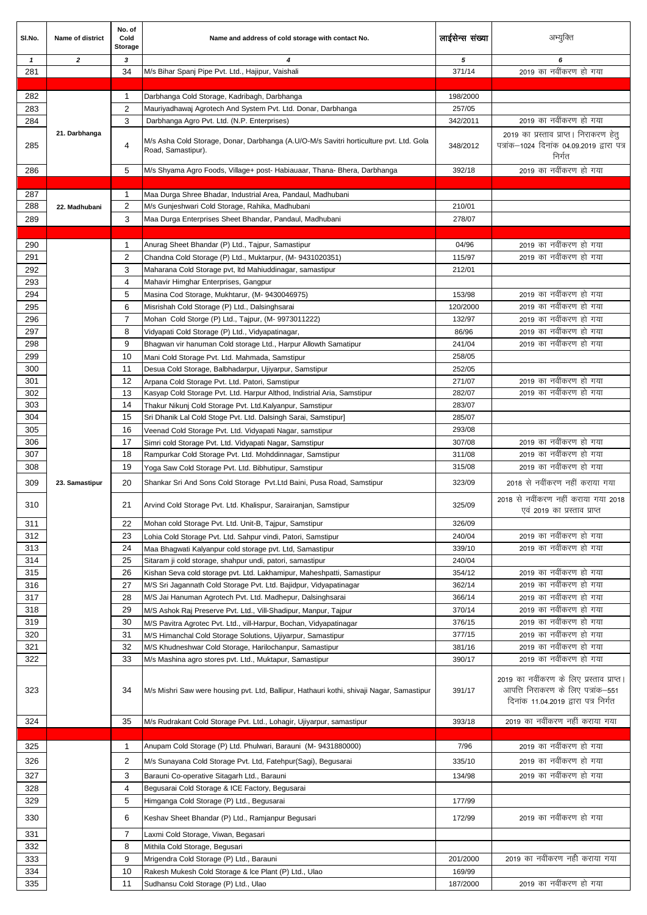| Sl.No. | Name of district | No. of Cold Storage | Name and address of cold storage with contact No. | लाईसेन्स संख्या | अभ्युक्ति |
|---|---|---|---|---|---|
| *1* | *2* | *3* | *4* | *5* | *6* |
| 281 | | 34 | M/s Bihar Spanj Pipe Pvt. Ltd., Hajipur, Vaishali | 371/14 | 2019 का नवींकरण हो गया |
| | | | | | |
| 282 | 21. Darbhanga | 1 | Darbhanga Cold Storage, Kadribagh, Darbhanga | 198/2000 | |
| 283 | | 2 | Mauriyadhawaj Agrotech And System Pvt. Ltd. Donar, Darbhanga | 257/05 | |
| 284 | | 3 | Darbhanga Agro Pvt. Ltd. (N.P. Enterprises) | 342/2011 | 2019 का नवींकरण हो गया |
| 285 | | 4 | M/s Asha Cold Storage, Donar, Darbhanga (A.U/O-M/s Savitri horticulture pvt. Ltd. Gola Road, Samastipur). | 348/2012 | 2019 का प्रस्ताव प्राप्त। निराकरण हेतु पत्रांक–1024 दिनांक 04.09.2019 द्वारा पत्र निर्गत |
| 286 | | 5 | M/s Shyama Agro Foods, Village+ post- Habiauaar, Thana- Bhera, Darbhanga | 392/18 | 2019 का नवींकरण हो गया |
| | | | | | |
| 287 | 22. Madhubani | 1 | Maa Durga Shree Bhadar, Industrial Area, Pandaul, Madhubani | | |
| 288 | | 2 | M/s Gunjeshwari Cold Storage, Rahika, Madhubani | 210/01 | |
| 289 | | 3 | Maa Durga Enterprises Sheet Bhandar, Pandaul, Madhubani | 278/07 | |
| | | | | | |
| 290 | 23. Samastipur | 1 | Anurag Sheet Bhandar (P) Ltd., Tajpur, Samastipur | 04/96 | 2019 का नवींकरण हो गया |
| 291 | | 2 | Chandna Cold Storage (P) Ltd., Muktarpur, (M- 9431020351) | 115/97 | 2019 का नवींकरण हो गया |
| 292 | | 3 | Maharana Cold Storage pvt, ltd Mahiuddinagar, samastipur | 212/01 | |
| 293 | | 4 | Mahavir Himghar Enterprises, Gangpur | | |
| 294 | | 5 | Masina Cod Storage, Mukhtarur, (M- 9430046975) | 153/98 | 2019 का नवींकरण हो गया |
| 295 | | 6 | Misrishah Cold Storage (P) Ltd., Dalsinghsarai | 120/2000 | 2019 का नवींकरण हो गया |
| 296 | | 7 | Mohan Cold Storge (P) Ltd., Tajpur, (M- 9973011222) | 132/97 | 2019 का नवींकरण हो गया |
| 297 | | 8 | Vidyapati Cold Storage (P) Ltd., Vidyapatinagar, | 86/96 | 2019 का नवींकरण हो गया |
| 298 | | 9 | Bhagwan vir hanuman Cold storage Ltd., Harpur Allowth Samatipur | 241/04 | 2019 का नवींकरण हो गया |
| 299 | | 10 | Mani Cold Storage Pvt. Ltd. Mahmada, Samstipur | 258/05 | |
| 300 | | 11 | Desua Cold Storage, Balbhadarpur, Ujiyarpur, Samstipur | 252/05 | |
| 301 | | 12 | Arpana Cold Storage Pvt. Ltd. Patori, Samstipur | 271/07 | 2019 का नवींकरण हो गया |
| 302 | | 13 | Kasyap Cold Storage Pvt. Ltd. Harpur Althod, Indistrial Aria, Samstipur | 282/07 | 2019 का नवींकरण हो गया |
| 303 | | 14 | Thakur Nikunj Cold Storage Pvt. Ltd.Kalyanpur, Samstipur | 283/07 | |
| 304 | | 15 | Sri Dhanik Lal Cold Stoge Pvt. Ltd. Dalsingh Sarai, Samstipur] | 285/07 | |
| 305 | | 16 | Veenad Cold Storage Pvt. Ltd. Vidyapati Nagar, samstipur | 293/08 | |
| 306 | | 17 | Simri cold Storage Pvt. Ltd. Vidyapati Nagar, Samstipur | 307/08 | 2019 का नवींकरण हो गया |
| 307 | | 18 | Rampurkar Cold Storage Pvt. Ltd. Mohddinnagar, Samstipur | 311/08 | 2019 का नवींकरण हो गया |
| 308 | | 19 | Yoga Saw Cold Storage Pvt. Ltd. Bibhutipur, Samstipur | 315/08 | 2019 का नवींकरण हो गया |
| 309 | | 20 | Shankar Sri And Sons Cold Storage Pvt.Ltd Baini, Pusa Road, Samstipur | 323/09 | 2018 से नवींकरण नहीं कराया गया |
| 310 | | 21 | Arvind Cold Storage Pvt. Ltd. Khalispur, Sarairanjan, Samstipur | 325/09 | 2018 से नवींकरण नहीं कराया गया 2018 एवं 2019 का प्रस्ताव प्राप्त |
| 311 | | 22 | Mohan cold Storage Pvt. Ltd. Unit-B, Tajpur, Samstipur | 326/09 | |
| 312 | | 23 | Lohia Cold Storage Pvt. Ltd. Sahpur vindi, Patori, Samstipur | 240/04 | 2019 का नवींकरण हो गया |
| 313 | | 24 | Maa Bhagwati Kalyanpur cold storage pvt. Ltd, Samastipur | 339/10 | 2019 का नवींकरण हो गया |
| 314 | | 25 | Sitaram ji cold storage, shahpur undi, patori, samastipur | 240/04 | |
| 315 | | 26 | Kishan Seva cold storage pvt. Ltd. Lakhamipur, Maheshpatti, Samastipur | 354/12 | 2019 का नवींकरण हो गया |
| 316 | | 27 | M/S Sri Jagannath Cold Storage Pvt. Ltd. Bajidpur, Vidyapatinagar | 362/14 | 2019 का नवींकरण हो गया |
| 317 | | 28 | M/S Jai Hanuman Agrotech Pvt. Ltd. Madhepur, Dalsinghsarai | 366/14 | 2019 का नवींकरण हो गया |
| 318 | | 29 | M/S Ashok Raj Preserve Pvt. Ltd., Vill-Shadipur, Manpur, Tajpur | 370/14 | 2019 का नवींकरण हो गया |
| 319 | | 30 | M/S Pavitra Agrotec Pvt. Ltd., vill-Harpur, Bochan, Vidyapatinagar | 376/15 | 2019 का नवींकरण हो गया |
| 320 | | 31 | M/S Himanchal Cold Storage Solutions, Ujiyarpur, Samastipur | 377/15 | 2019 का नवींकरण हो गया |
| 321 | | 32 | M/S Khudneshwar Cold Storage, Harilochanpur, Samastipur | 381/16 | 2019 का नवींकरण हो गया |
| 322 | | 33 | M/s Mashina agro stores pvt. Ltd., Muktapur, Samastipur | 390/17 | 2019 का नवींकरण हो गया |
| 323 | | 34 | M/s Mishri Saw were housing pvt. Ltd, Ballipur, Hathauri kothi, shivaji Nagar, Samastipur | 391/17 | 2019 का नवींकरण के लिए प्रस्ताव प्राप्त। आपत्ति निराकरण के लिए पत्रांक–551 दिनांक 11.04.2019 द्वारा पत्र निर्गत |
| 324 | | 35 | M/s Rudrakant Cold Storage Pvt. Ltd., Lohagir, Ujiyarpur, samastipur | 393/18 | 2019 का नवींकरण नहीं कराया गया |
| | | | | | |
| 325 | | 1 | Anupam Cold Storage (P) Ltd. Phulwari, Barauni (M- 9431880000) | 7/96 | 2019 का नवींकरण हो गया |
| 326 | | 2 | M/s Sunayana Cold Storage Pvt. Ltd, Fatehpur(Sagi), Begusarai | 335/10 | 2019 का नवींकरण हो गया |
| 327 | | 3 | Barauni Co-operative Sitagarh Ltd., Barauni | 134/98 | 2019 का नवींकरण हो गया |
| 328 | | 4 | Begusarai Cold Storage & ICE Factory, Begusarai | | |
| 329 | | 5 | Himganga Cold Storage (P) Ltd., Begusarai | 177/99 | |
| 330 | | 6 | Keshav Sheet Bhandar (P) Ltd., Ramjanpur Begusari | 172/99 | 2019 का नवींकरण हो गया |
| 331 | | 7 | Laxmi Cold Storage, Viwan, Begasari | | |
| 332 | | 8 | Mithila Cold Storage, Begusari | | |
| 333 | | 9 | Mrigendra Cold Storage (P) Ltd., Barauni | 201/2000 | 2019 का नवींकरण नही कराया गया |
| 334 | | 10 | Rakesh Mukesh Cold Storage & Ice Plant (P) Ltd., Ulao | 169/99 | |
| 335 | | 11 | Sudhansu Cold Storage (P) Ltd., Ulao | 187/2000 | 2019 का नवींकरण हो गया |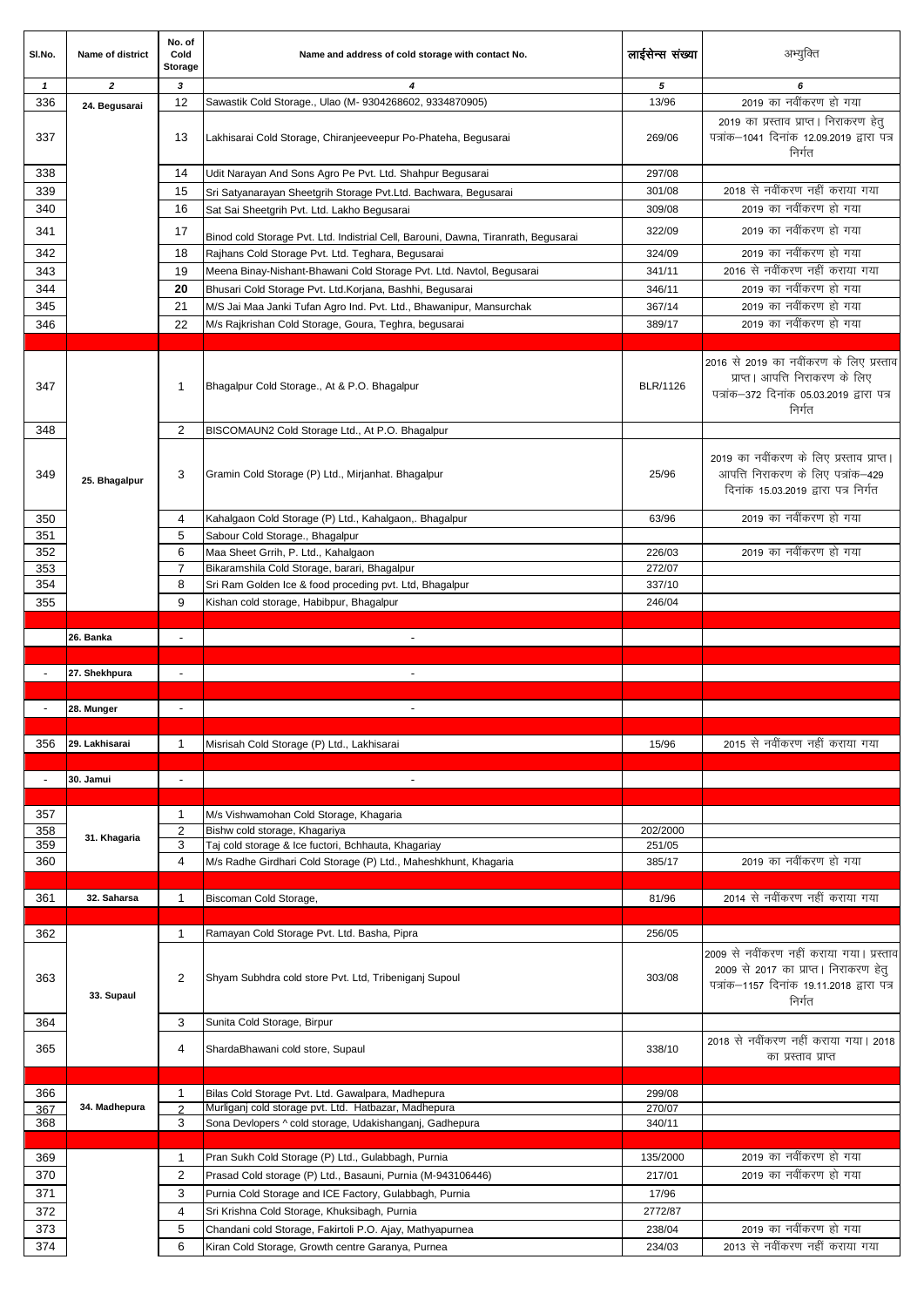| Sl.No. | Name of district | No. of Cold Storage | Name and address of cold storage with contact No. | लाईसेन्स संख्या | अभ्युक्ति |
|---|---|---|---|---|---|
| *1* | *2* | *3* | *4* | *5* | *6* |
| 336 | 24. Begusarai | 12 | Sawastik Cold Storage., Ulao (M- 9304268602, 9334870905) | 13/96 | 2019 का नवींकरण हो गया |
| 337 | | 13 | Lakhisarai Cold Storage, Chiranjeeveepur Po-Phateha, Begusarai | 269/06 | 2019 का प्रस्ताव प्राप्त। निराकरण हेतु पत्रांक–1041 दिनांक 12.09.2019 द्वारा पत्र निर्गत |
| 338 | | 14 | Udit Narayan And Sons Agro Pe Pvt. Ltd. Shahpur Begusarai | 297/08 | |
| 339 | | 15 | Sri Satyanarayan Sheetgrih Storage Pvt.Ltd. Bachwara, Begusarai | 301/08 | 2018 से नवींकरण नहीं कराया गया |
| 340 | | 16 | Sat Sai Sheetgrih Pvt. Ltd. Lakho Begusarai | 309/08 | 2019 का नवींकरण हो गया |
| 341 | | 17 | Binod cold Storage Pvt. Ltd. Indistrial Cell, Barouni, Dawna, Tiranrath, Begusarai | 322/09 | 2019 का नवींकरण हो गया |
| 342 | | 18 | Rajhans Cold Storage Pvt. Ltd. Teghara, Begusarai | 324/09 | 2019 का नवींकरण हो गया |
| 343 | | 19 | Meena Binay-Nishant-Bhawani Cold Storage Pvt. Ltd. Navtol, Begusarai | 341/11 | 2016 से नवींकरण नहीं कराया गया |
| 344 | | **20** | Bhusari Cold Storage Pvt. Ltd.Korjana, Bashhi, Begusarai | 346/11 | 2019 का नवींकरण हो गया |
| 345 | | 21 | M/S Jai Maa Janki Tufan Agro Ind. Pvt. Ltd., Bhawanipur, Mansurchak | 367/14 | 2019 का नवींकरण हो गया |
| 346 | | 22 | M/s Rajkrishan Cold Storage, Goura, Teghra, begusarai | 389/17 | 2019 का नवींकरण हो गया |
| | | | | | |
| 347 | 25. Bhagalpur | 1 | Bhagalpur Cold Storage., At & P.O. Bhagalpur | BLR/1126 | 2016 से 2019 का नवींकरण के लिए प्रस्ताव प्राप्त। आपत्ति निराकरण के लिए पत्रांक–372 दिनांक 05.03.2019 द्वारा पत्र निर्गत |
| 348 | | 2 | BISCOMAUN2 Cold Storage Ltd., At P.O. Bhagalpur | | |
| 349 | | 3 | Gramin Cold Storage (P) Ltd., Mirjanhat. Bhagalpur | 25/96 | 2019 का नवींकरण के लिए प्रस्ताव प्राप्त। आपत्ति निराकरण के लिए पत्रांक–429 दिनांक 15.03.2019 द्वारा पत्र निर्गत |
| 350 | | 4 | Kahalgaon Cold Storage (P) Ltd., Kahalgaon,. Bhagalpur | 63/96 | 2019 का नवींकरण हो गया |
| 351 | | 5 | Sabour Cold Storage., Bhagalpur | | |
| 352 | | 6 | Maa Sheet Grrih, P. Ltd., Kahalgaon | 226/03 | 2019 का नवींकरण हो गया |
| 353 | | 7 | Bikaramshila Cold Storage, barari, Bhagalpur | 272/07 | |
| 354 | | 8 | Sri Ram Golden Ice & food proceding pvt. Ltd, Bhagalpur | 337/10 | |
| 355 | | 9 | Kishan cold storage, Habibpur, Bhagalpur | 246/04 | |
| | | | | | |
| | 26. Banka | - | - | | |
| | | | | | |
| - | 27. Shekhpura | - | - | | |
| | | | | | |
| - | 28. Munger | - | - | | |
| | | | | | |
| 356 | 29. Lakhisarai | 1 | Misrisah Cold Storage (P) Ltd., Lakhisarai | 15/96 | 2015 से नवींकरण नहीं कराया गया |
| | | | | | |
| - | 30. Jamui | - | - | | |
| | | | | | |
| 357 | 31. Khagaria | 1 | M/s Vishwamohan Cold Storage, Khagaria | | |
| 358 | | 2 | Bishw cold storage, Khagariya | 202/2000 | |
| 359 | | 3 | Taj cold storage & Ice fuctori, Bchhauta, Khagariay | 251/05 | |
| 360 | | 4 | M/s Radhe Girdhari Cold Storage (P) Ltd., Maheshkhunt, Khagaria | 385/17 | 2019 का नवींकरण हो गया |
| | | | | | |
| 361 | 32. Saharsa | 1 | Biscoman Cold Storage, | 81/96 | 2014 से नवींकरण नहीं कराया गया |
| | | | | | |
| 362 | 33. Supaul | 1 | Ramayan Cold Storage Pvt. Ltd. Basha, Pipra | 256/05 | |
| 363 | | 2 | Shyam Subhdra cold store Pvt. Ltd, Tribeniganj Supoul | 303/08 | 2009 से नवींकरण नहीं कराया गया। प्रस्ताव 2009 से 2017 का प्राप्त। निराकरण हेतु पत्रांक–1157 दिनांक 19.11.2018 द्वारा पत्र निर्गत |
| 364 | | 3 | Sunita Cold Storage, Birpur | | |
| 365 | | 4 | ShardaBhawani cold store, Supaul | 338/10 | 2018 से नवींकरण नहीं कराया गया। 2018 का प्रस्ताव प्राप्त |
| | | | | | |
| 366 | 34. Madhepura | 1 | Bilas Cold Storage Pvt. Ltd. Gawalpara, Madhepura | 299/08 | |
| 367 | | 2 | Murliganj cold storage pvt. Ltd. Hatbazar, Madhepura | 270/07 | |
| 368 | | 3 | Sona Devlopers ^ cold storage, Udakishanganj, Gadhepura | 340/11 | |
| | | | | | |
| 369 | | 1 | Pran Sukh Cold Storage (P) Ltd., Gulabbagh, Purnia | 135/2000 | 2019 का नवींकरण हो गया |
| 370 | | 2 | Prasad Cold storage (P) Ltd., Basauni, Purnia (M-943106446) | 217/01 | 2019 का नवींकरण हो गया |
| 371 | | 3 | Purnia Cold Storage and ICE Factory, Gulabbagh, Purnia | 17/96 | |
| 372 | | 4 | Sri Krishna Cold Storage, Khuksibagh, Purnia | 2772/87 | |
| 373 | | 5 | Chandani cold Storage, Fakirtoli P.O. Ajay, Mathyapurnea | 238/04 | 2019 का नवींकरण हो गया |
| 374 | | 6 | Kiran Cold Storage, Growth centre Garanya, Purnea | 234/03 | 2013 से नवींकरण नहीं कराया गया |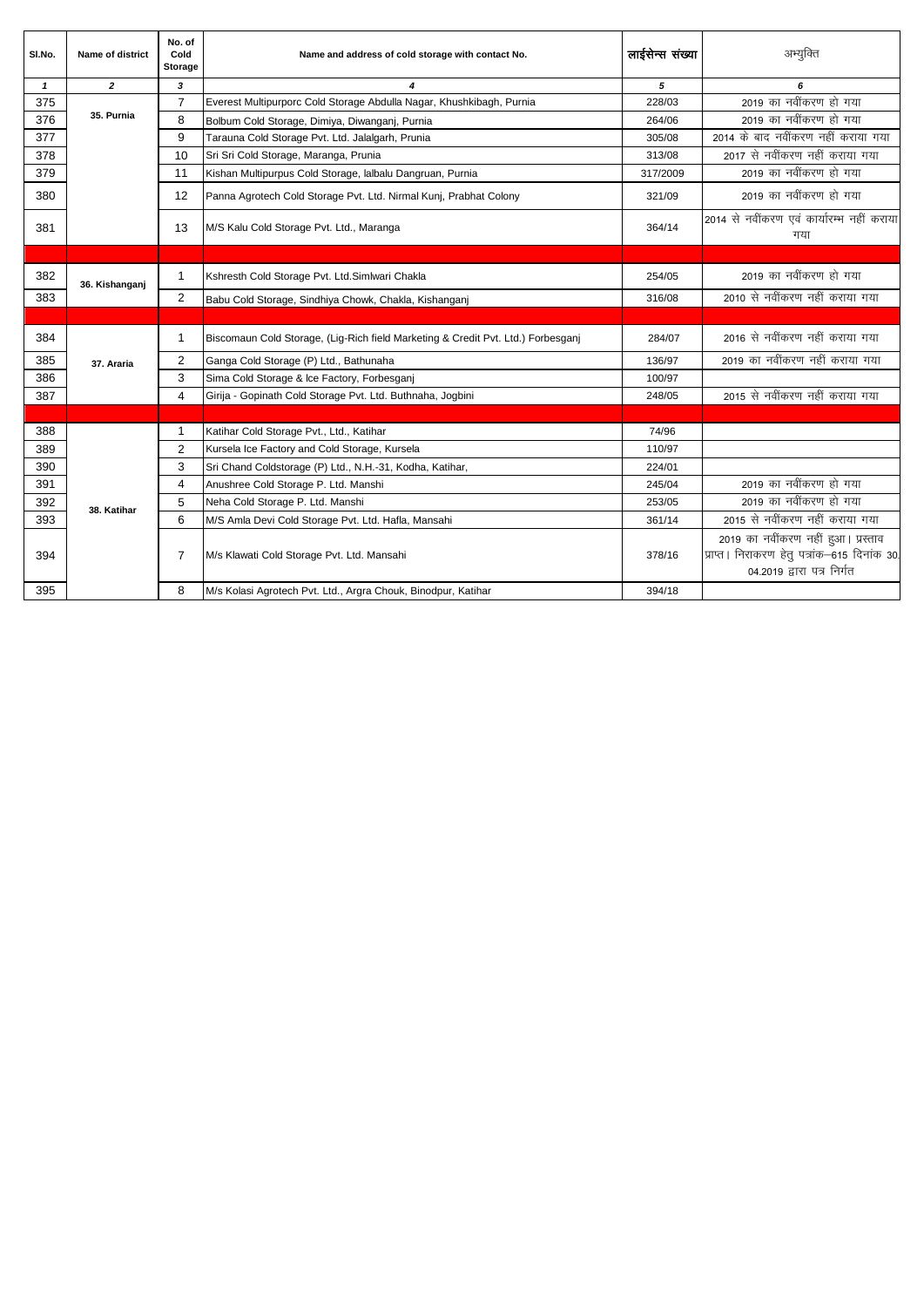| Sl.No. | Name of district | No. of Cold Storage | Name and address of cold storage with contact No. | लाईसेन्स संख्या | अभ्युक्ति |
|---|---|---|---|---|---|
| *1* | *2* | *3* | *4* | *5* | *6* |
| 375 | 35. Purnia | 7 | Everest Multipurporc Cold Storage Abdulla Nagar, Khushkibagh, Purnia | 228/03 | 2019 का नवींकरण हो गया |
| 376 | | 8 | Bolbum Cold Storage, Dimiya, Diwanganj, Purnia | 264/06 | 2019 का नवींकरण हो गया |
| 377 | | 9 | Tarauna Cold Storage Pvt. Ltd. Jalalgarh, Prunia | 305/08 | 2014 के बाद नवींकरण नहीं कराया गया |
| 378 | | 10 | Sri Sri Cold Storage, Maranga, Prunia | 313/08 | 2017 से नवींकरण नहीं कराया गया |
| 379 | | 11 | Kishan Multipurpus Cold Storage, lalbalu Dangruan, Purnia | 317/2009 | 2019 का नवींकरण हो गया |
| 380 | | 12 | Panna Agrotech Cold Storage Pvt. Ltd. Nirmal Kunj, Prabhat Colony | 321/09 | 2019 का नवींकरण हो गया |
| 381 | | 13 | M/S Kalu Cold Storage Pvt. Ltd., Maranga | 364/14 | 2014 से नवींकरण एवं कार्यारम्भ नहीं कराया गया |
| | | | | | |
| 382 | 36. Kishanganj | 1 | Kshresth Cold Storage Pvt. Ltd.Simlwari Chakla | 254/05 | 2019 का नवींकरण हो गया |
| 383 | | 2 | Babu Cold Storage, Sindhiya Chowk, Chakla, Kishanganj | 316/08 | 2010 से नवींकरण नहीं कराया गया |
| | | | | | |
| 384 | 37. Araria | 1 | Biscomaun Cold Storage, (Lig-Rich field Marketing & Credit Pvt. Ltd.) Forbesganj | 284/07 | 2016 से नवींकरण नहीं कराया गया |
| 385 | | 2 | Ganga Cold Storage (P) Ltd., Bathunaha | 136/97 | 2019 का नवींकरण नहीं कराया गया |
| 386 | | 3 | Sima Cold Storage & Ice Factory, Forbesganj | 100/97 | |
| 387 | | 4 | Girija - Gopinath Cold Storage Pvt. Ltd. Buthnaha, Jogbini | 248/05 | 2015 से नवींकरण नहीं कराया गया |
| | | | | | |
| 388 | 38. Katihar | 1 | Katihar Cold Storage Pvt., Ltd., Katihar | 74/96 | |
| 389 | | 2 | Kursela Ice Factory and Cold Storage, Kursela | 110/97 | |
| 390 | | 3 | Sri Chand Coldstorage (P) Ltd., N.H.-31, Kodha, Katihar, | 224/01 | |
| 391 | | 4 | Anushree Cold Storage P. Ltd. Manshi | 245/04 | 2019 का नवींकरण हो गया |
| 392 | | 5 | Neha Cold Storage P. Ltd. Manshi | 253/05 | 2019 का नवींकरण हो गया |
| 393 | | 6 | M/S Amla Devi Cold Storage Pvt. Ltd. Hafla, Mansahi | 361/14 | 2015 से नवींकरण नहीं कराया गया |
| 394 | | 7 | M/s Klawati Cold Storage Pvt. Ltd. Mansahi | 378/16 | 2019 का नवींकरण नहीं हुआ। प्रस्ताव प्राप्त। निराकरण हेतु पत्रांक–615 दिनांक 30.04.2019 द्वारा पत्र निर्गत |
| 395 | | 8 | M/s Kolasi Agrotech Pvt. Ltd., Argra Chouk, Binodpur, Katihar | 394/18 | |